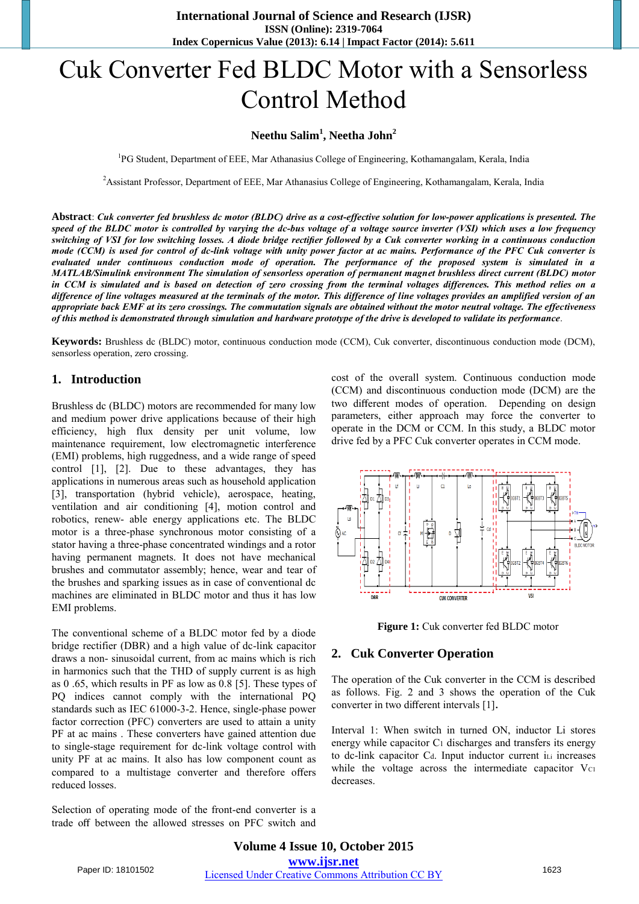# Cuk Converter Fed BLDC Motor with a Sensorless Control Method

**Neethu Salim[1], Neetha John[2]**

[1]PG Student, Department of EEE, Mar Athanasius College of Engineering, Kothamangalam, Kerala, India

[2]Assistant Professor, Department of EEE, Mar Athanasius College of Engineering, Kothamangalam, Kerala, India

**Abstract**: *Cuk converter fed brushless dc motor (BLDC) drive as a cost-effective solution for low-power applications is presented. The speed of the BLDC motor is controlled by varying the dc-bus voltage of a voltage source inverter (VSI) which uses a low frequency switching of VSI for low switching losses. A diode bridge rectifier followed by a Cuk converter working in a continuous conduction mode (CCM) is used for control of dc-link voltage with unity power factor at ac mains. Performance of the PFC Cuk converter is evaluated under continuous conduction mode of operation. The performance of the proposed system is simulated in a MATLAB/Simulink environment The simulation of sensorless operation of permanent magnet brushless direct current (BLDC) motor in CCM is simulated and is based on detection of zero crossing from the terminal voltages differences. This method relies on a difference of line voltages measured at the terminals of the motor. This difference of line voltages provides an amplified version of an appropriate back EMF at its zero crossings. The commutation signals are obtained without the motor neutral voltage. The effectiveness of this method is demonstrated through simulation and hardware prototype of the drive is developed to validate its performance*.

**Keywords:** Brushless dc (BLDC) motor, continuous conduction mode (CCM), Cuk converter, discontinuous conduction mode (DCM), sensorless operation, zero crossing.

## 1. Introduction

Brushless dc (BLDC) motors are recommended for many low and medium power drive applications because of their high efficiency, high flux density per unit volume, low maintenance requirement, low electromagnetic interference (EMI) problems, high ruggedness, and a wide range of speed control [1], [2]. Due to these advantages, they has applications in numerous areas such as household application [3], transportation (hybrid vehicle), aerospace, heating, ventilation and air conditioning [4], motion control and robotics, renew- able energy applications etc. The BLDC motor is a three-phase synchronous motor consisting of a stator having a three-phase concentrated windings and a rotor having permanent magnets. It does not have mechanical brushes and commutator assembly; hence, wear and tear of the brushes and sparking issues as in case of conventional dc machines are eliminated in BLDC motor and thus it has low EMI problems.

The conventional scheme of a BLDC motor fed by a diode bridge rectifier (DBR) and a high value of dc-link capacitor draws a non- sinusoidal current, from ac mains which is rich in harmonics such that the THD of supply current is as high as 0 .65, which results in PF as low as 0.8 [5]. These types of PQ indices cannot comply with the international PQ standards such as IEC 61000-3-2. Hence, single-phase power factor correction (PFC) converters are used to attain a unity PF at ac mains . These converters have gained attention due to single-stage requirement for dc-link voltage control with unity PF at ac mains. It also has low component count as compared to a multistage converter and therefore offers reduced losses.

Selection of operating mode of the front-end converter is a trade off between the allowed stresses on PFC switch and cost of the overall system. Continuous conduction mode (CCM) and discontinuous conduction mode (DCM) are the two different modes of operation. Depending on design parameters, either approach may force the converter to operate in the DCM or CCM. In this study, a BLDC motor drive fed by a PFC Cuk converter operates in CCM mode.

**Figure 1:** Cuk converter fed BLDC motor

## 2. Cuk Converter Operation

The operation of the Cuk converter in the CCM is described as follows. Fig. 2 and 3 shows the operation of the Cuk converter in two different intervals [1].

Interval 1: When switch in turned ON, inductor Li stores energy while capacitor $C_1$ discharges and transfers its energy to dc-link capacitor $C_d$. Input inductor current $i_{Li}$ increases while the voltage across the intermediate capacitor $V_{C1}$ decreases.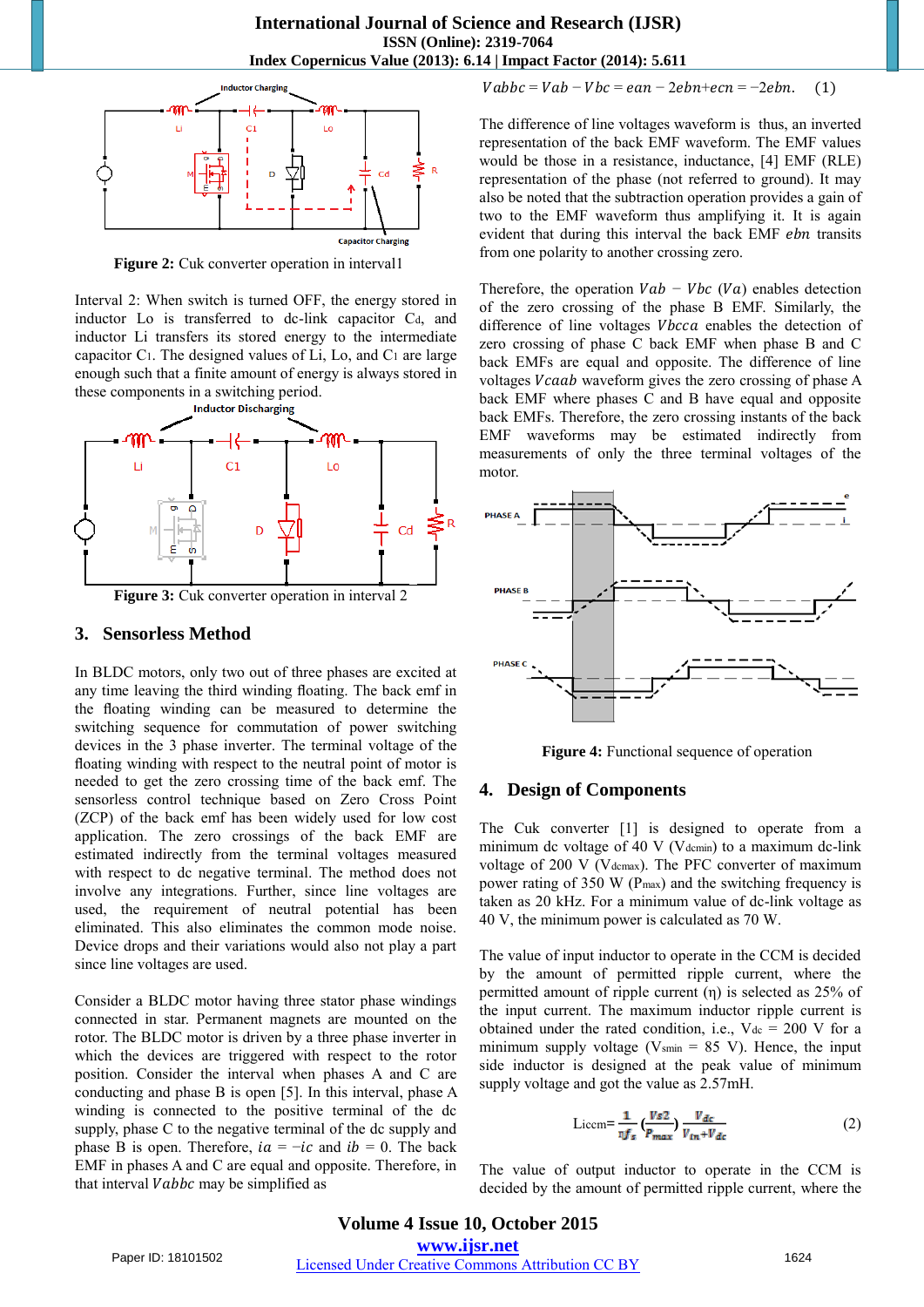Figure 2: Cuk converter operation in interval1

Interval 2: When switch is turned OFF, the energy stored in inductor Lo is transferred to dc-link capacitor $C_d$, and inductor Li transfers its stored energy to the intermediate capacitor $C_1$. The designed values of Li, Lo, and $C_1$ are large enough such that a finite amount of energy is always stored in these components in a switching period.

Figure 3: Cuk converter operation in interval 2

## 3. Sensorless Method

In BLDC motors, only two out of three phases are excited at any time leaving the third winding floating. The back emf in the floating winding can be measured to determine the switching sequence for commutation of power switching devices in the 3 phase inverter. The terminal voltage of the floating winding with respect to the neutral point of motor is needed to get the zero crossing time of the back emf. The sensorless control technique based on Zero Cross Point (ZCP) of the back emf has been widely used for low cost application. The zero crossings of the back EMF are estimated indirectly from the terminal voltages measured with respect to dc negative terminal. The method does not involve any integrations. Further, since line voltages are used, the requirement of neutral potential has been eliminated. This also eliminates the common mode noise. Device drops and their variations would also not play a part since line voltages are used.

Consider a BLDC motor having three stator phase windings connected in star. Permanent magnets are mounted on the rotor. The BLDC motor is driven by a three phase inverter in which the devices are triggered with respect to the rotor position. Consider the interval when phases A and C are conducting and phase B is open [5]. In this interval, phase A winding is connected to the positive terminal of the dc supply, phase C to the negative terminal of the dc supply and phase B is open. Therefore, $ia = -ic$ and $ib = 0$. The back EMF in phases A and C are equal and opposite. Therefore, in that interval $Vabbc$ may be simplified as

$$Vabbc = Vab - Vbc = ean - 2ebn + ecn = -2ebn. \quad (1)$$

The difference of line voltages waveform is thus, an inverted representation of the back EMF waveform. The EMF values would be those in a resistance, inductance, [4] EMF (RLE) representation of the phase (not referred to ground). It may also be noted that the subtraction operation provides a gain of two to the EMF waveform thus amplifying it. It is again evident that during this interval the back EMF $ebn$ transits from one polarity to another crossing zero.

Therefore, the operation $Vab - Vbc$ $(Va)$ enables detection of the zero crossing of the phase B EMF. Similarly, the difference of line voltages $Vbcca$ enables the detection of zero crossing of phase C back EMF when phase B and C back EMFs are equal and opposite. The difference of line voltages $Vcaab$ waveform gives the zero crossing of phase A back EMF where phases C and B have equal and opposite back EMFs. Therefore, the zero crossing instants of the back EMF waveforms may be estimated indirectly from measurements of only the three terminal voltages of the motor.

Figure 4: Functional sequence of operation

## 4. Design of Components

The Cuk converter [1] is designed to operate from a minimum dc voltage of 40 V ($V_{dcmin}$) to a maximum dc-link voltage of 200 V ($V_{dcmax}$). The PFC converter of maximum power rating of 350 W ($P_{max}$) and the switching frequency is taken as 20 kHz. For a minimum value of dc-link voltage as 40 V, the minimum power is calculated as 70 W.

The value of input inductor to operate in the CCM is decided by the amount of permitted ripple current, where the permitted amount of ripple current (η) is selected as 25% of the input current. The maximum inductor ripple current is obtained under the rated condition, i.e., $V_{dc}$ = 200 V for a minimum supply voltage ($V_{smin}$ = 85 V). Hence, the input side inductor is designed at the peak value of minimum supply voltage and got the value as 2.57mH.

$$L_{iccm} = \frac{1}{\eta f_s}\left(\frac{V_{s2}}{P_{max}}\right)\frac{V_{dc}}{V_{in}+V_{dc}} \quad (2)$$

The value of output inductor to operate in the CCM is decided by the amount of permitted ripple current, where the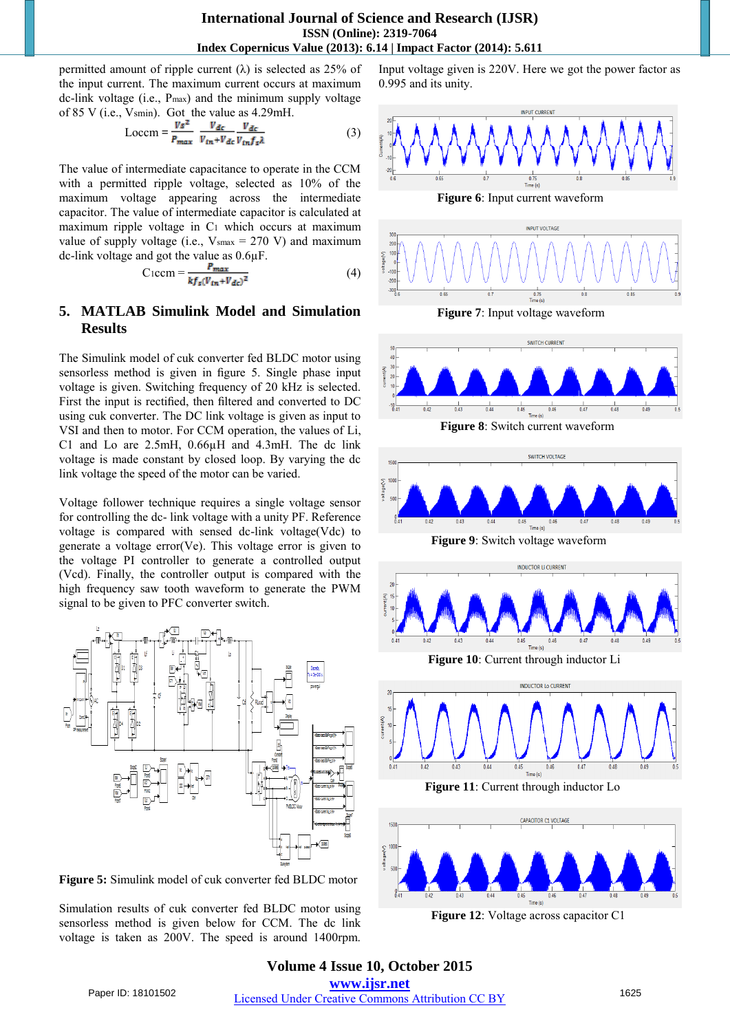permitted amount of ripple current ($\lambda$) is selected as 25% of the input current. The maximum current occurs at maximum dc-link voltage (i.e., $P_{max}$) and the minimum supply voltage of 85 V (i.e., $V_{smin}$). Got the value as 4.29mH.

$$L_{occm} = \frac{V_s^2}{P_{max}} \frac{V_{dc}}{V_{in}+V_{dc}} \frac{V_{dc}}{V_{in} f_s \lambda} \quad (3)$$

The value of intermediate capacitance to operate in the CCM with a permitted ripple voltage, selected as 10% of the maximum voltage appearing across the intermediate capacitor. The value of intermediate capacitor is calculated at maximum ripple voltage in $C_1$ which occurs at maximum value of supply voltage (i.e., $V_{smax}$ = 270 V) and maximum dc-link voltage and got the value as 0.6µF.

$$C_{1ccm} = \frac{P_{max}}{k f_s (V_{in}+V_{dc})^2} \quad (4)$$

## 5. MATLAB Simulink Model and Simulation Results

The Simulink model of cuk converter fed BLDC motor using sensorless method is given in figure 5. Single phase input voltage is given. Switching frequency of 20 kHz is selected. First the input is rectified, then filtered and converted to DC using cuk converter. The DC link voltage is given as input to VSI and then to motor. For CCM operation, the values of Li, C1 and Lo are 2.5mH, 0.66µH and 4.3mH. The dc link voltage is made constant by closed loop. By varying the dc link voltage the speed of the motor can be varied.

Voltage follower technique requires a single voltage sensor for controlling the dc- link voltage with a unity PF. Reference voltage is compared with sensed dc-link voltage($V_{dc}$) to generate a voltage error($V_e$). This voltage error is given to the voltage PI controller to generate a controlled output ($V_{cd}$). Finally, the controller output is compared with the high frequency saw tooth waveform to generate the PWM signal to be given to PFC converter switch.

**Figure 5:** Simulink model of cuk converter fed BLDC motor

Simulation results of cuk converter fed BLDC motor using sensorless method is given below for CCM. The dc link voltage is taken as 200V. The speed is around 1400rpm. Input voltage given is 220V. Here we got the power factor as 0.995 and its unity.

**Figure 6**: Input current waveform

**Figure 7**: Input voltage waveform

**Figure 8**: Switch current waveform

**Figure 9**: Switch voltage waveform

**Figure 10**: Current through inductor Li

**Figure 11**: Current through inductor Lo

**Figure 12**: Voltage across capacitor C1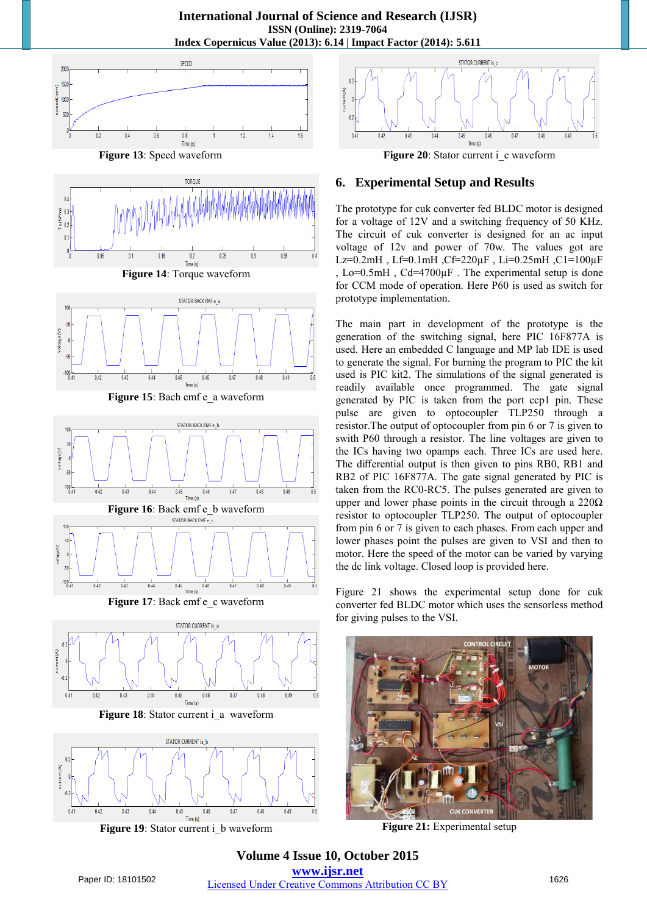Figure 13: Speed waveform

Figure 14: Torque waveform

Figure 15: Bach emf e_a waveform

Figure 16: Back emf e_b waveform

Figure 17: Back emf e_c waveform

Figure 18: Stator current i_a waveform

Figure 19: Stator current i_b waveform

Figure 20: Stator current i_c waveform

## 6. Experimental Setup and Results

The prototype for cuk converter fed BLDC motor is designed for a voltage of 12V and a switching frequency of 50 KHz. The circuit of cuk converter is designed for an ac input voltage of 12v and power of 70w. The values got are Lz=0.2mH , Lf=0.1mH ,Cf=220μF , Li=0.25mH ,C1=100μF , Lo=0.5mH , Cd=4700μF . The experimental setup is done for CCM mode of operation. Here P60 is used as switch for prototype implementation.

The main part in development of the prototype is the generation of the switching signal, here PIC 16F877A is used. Here an embedded C language and MP lab IDE is used to generate the signal. For burning the program to PIC the kit used is PIC kit2. The simulations of the signal generated is readily available once programmed. The gate signal generated by PIC is taken from the port ccp1 pin. These pulse are given to optocoupler TLP250 through a resistor.The output of optocoupler from pin 6 or 7 is given to swith P60 through a resistor. The line voltages are given to the ICs having two opamps each. Three ICs are used here. The differential output is then given to pins RB0, RB1 and RB2 of PIC 16F877A. The gate signal generated by PIC is taken from the RC0-RC5. The pulses generated are given to upper and lower phase points in the circuit through a 220Ω resistor to optocoupler TLP250. The output of optocoupler from pin 6 or 7 is given to each phases. From each upper and lower phases point the pulses are given to VSI and then to motor. Here the speed of the motor can be varied by varying the dc link voltage. Closed loop is provided here.

Figure 21 shows the experimental setup done for cuk converter fed BLDC motor which uses the sensorless method for giving pulses to the VSI.

**Figure 21:** Experimental setup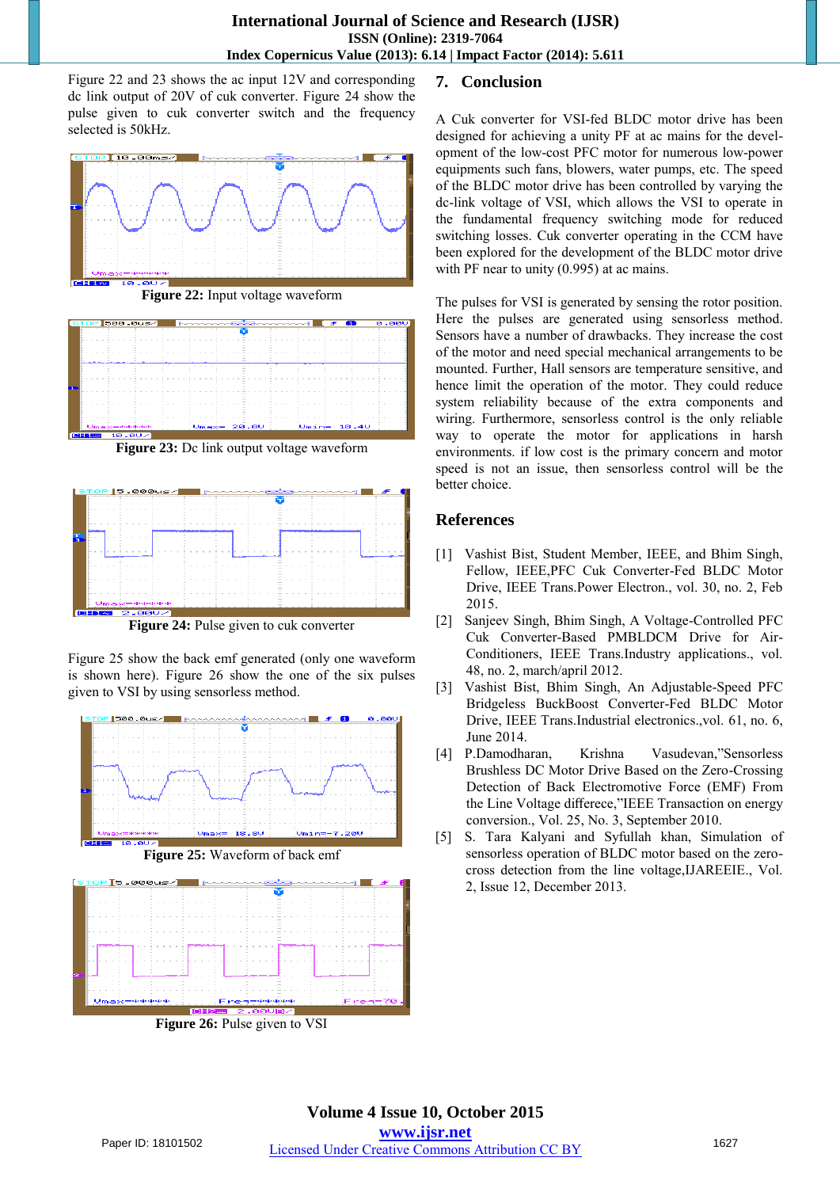Figure 22 and 23 shows the ac input 12V and corresponding dc link output of 20V of cuk converter. Figure 24 show the pulse given to cuk converter switch and the frequency selected is 50kHz.

**Figure 22:** Input voltage waveform

**Figure 23:** Dc link output voltage waveform

**Figure 24:** Pulse given to cuk converter

Figure 25 show the back emf generated (only one waveform is shown here). Figure 26 show the one of the six pulses given to VSI by using sensorless method.

**Figure 25:** Waveform of back emf

**Figure 26:** Pulse given to VSI

## 7. Conclusion

A Cuk converter for VSI-fed BLDC motor drive has been designed for achieving a unity PF at ac mains for the development of the low-cost PFC motor for numerous low-power equipments such fans, blowers, water pumps, etc. The speed of the BLDC motor drive has been controlled by varying the dc-link voltage of VSI, which allows the VSI to operate in the fundamental frequency switching mode for reduced switching losses. Cuk converter operating in the CCM have been explored for the development of the BLDC motor drive with PF near to unity (0.995) at ac mains.

The pulses for VSI is generated by sensing the rotor position. Here the pulses are generated using sensorless method. Sensors have a number of drawbacks. They increase the cost of the motor and need special mechanical arrangements to be mounted. Further, Hall sensors are temperature sensitive, and hence limit the operation of the motor. They could reduce system reliability because of the extra components and wiring. Furthermore, sensorless control is the only reliable way to operate the motor for applications in harsh environments. if low cost is the primary concern and motor speed is not an issue, then sensorless control will be the better choice.

## References

[1] Vashist Bist, Student Member, IEEE, and Bhim Singh, Fellow, IEEE,PFC Cuk Converter-Fed BLDC Motor Drive, IEEE Trans.Power Electron., vol. 30, no. 2, Feb 2015.

[2] Sanjeev Singh, Bhim Singh, A Voltage-Controlled PFC Cuk Converter-Based PMBLDCM Drive for Air-Conditioners, IEEE Trans.Industry applications., vol. 48, no. 2, march/april 2012.

[3] Vashist Bist, Bhim Singh, An Adjustable-Speed PFC Bridgeless BuckBoost Converter-Fed BLDC Motor Drive, IEEE Trans.Industrial electronics.,vol. 61, no. 6, June 2014.

[4] P.Damodharan, Krishna Vasudevan,"Sensorless Brushless DC Motor Drive Based on the Zero-Crossing Detection of Back Electromotive Force (EMF) From the Line Voltage differece,"IEEE Transaction on energy conversion., Vol. 25, No. 3, September 2010.

[5] S. Tara Kalyani and Syfullah khan, Simulation of sensorless operation of BLDC motor based on the zero-cross detection from the line voltage,IJAREEIE., Vol. 2, Issue 12, December 2013.